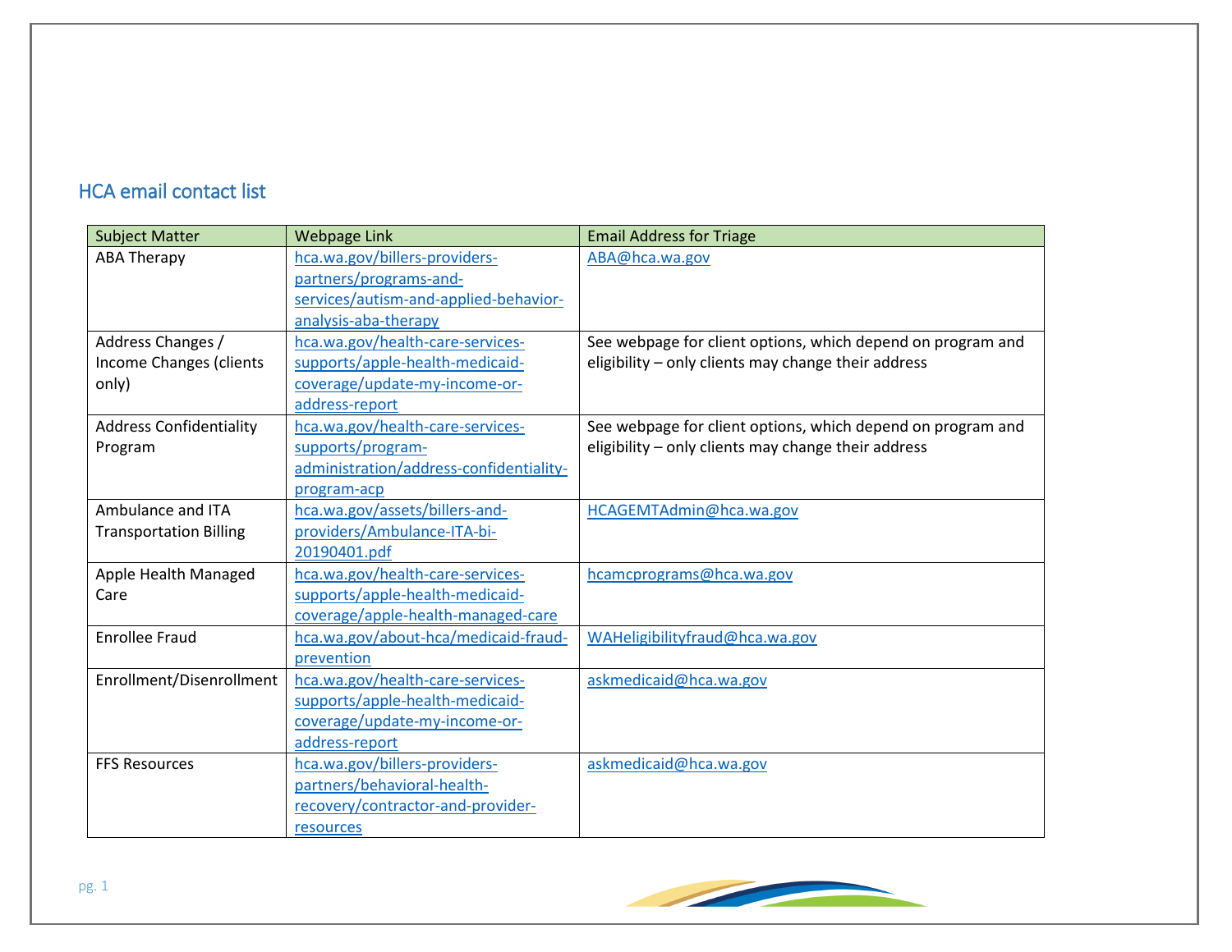## HCA email contact list

| Subject Matter | Webpage Link | Email Address for Triage |
|---|---|---|
| ABA Therapy | hca.wa.gov/billers-providers-partners/programs-and-services/autism-and-applied-behavior-analysis-aba-therapy | ABA@hca.wa.gov |
| Address Changes / Income Changes (clients only) | hca.wa.gov/health-care-services-supports/apple-health-medicaid-coverage/update-my-income-or-address-report | See webpage for client options, which depend on program and eligibility – only clients may change their address |
| Address Confidentiality Program | hca.wa.gov/health-care-services-supports/program-administration/address-confidentiality-program-acp | See webpage for client options, which depend on program and eligibility – only clients may change their address |
| Ambulance and ITA Transportation Billing | hca.wa.gov/assets/billers-and-providers/Ambulance-ITA-bi-20190401.pdf | HCAGEMTAdmin@hca.wa.gov |
| Apple Health Managed Care | hca.wa.gov/health-care-services-supports/apple-health-medicaid-coverage/apple-health-managed-care | hcamcprograms@hca.wa.gov |
| Enrollee Fraud | hca.wa.gov/about-hca/medicaid-fraud-prevention | WAHeligibilityfraud@hca.wa.gov |
| Enrollment/Disenrollment | hca.wa.gov/health-care-services-supports/apple-health-medicaid-coverage/update-my-income-or-address-report | askmedicaid@hca.wa.gov |
| FFS Resources | hca.wa.gov/billers-providers-partners/behavioral-health-recovery/contractor-and-provider-resources | askmedicaid@hca.wa.gov |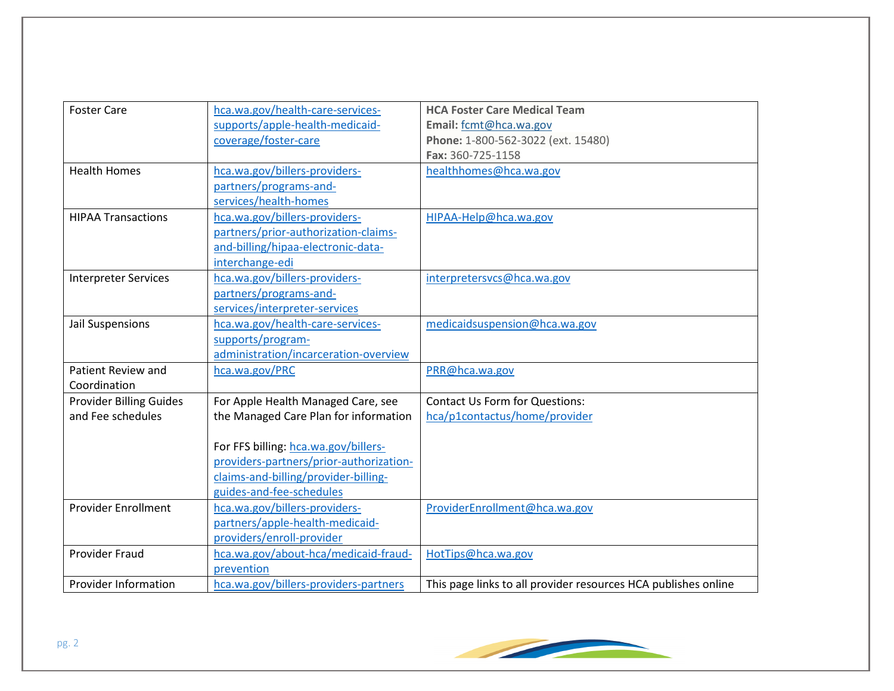| | | |
|---|---|---|
| Foster Care | hca.wa.gov/health-care-services-supports/apple-health-medicaid-coverage/foster-care | **HCA Foster Care Medical Team**<br>**Email:** fcmt@hca.wa.gov<br>**Phone:** 1-800-562-3022 (ext. 15480)<br>**Fax:** 360-725-1158 |
| Health Homes | hca.wa.gov/billers-providers-partners/programs-and-services/health-homes | healthhomes@hca.wa.gov |
| HIPAA Transactions | hca.wa.gov/billers-providers-partners/prior-authorization-claims-and-billing/hipaa-electronic-data-interchange-edi | HIPAA-Help@hca.wa.gov |
| Interpreter Services | hca.wa.gov/billers-providers-partners/programs-and-services/interpreter-services | interpretersvcs@hca.wa.gov |
| Jail Suspensions | hca.wa.gov/health-care-services-supports/program-administration/incarceration-overview | medicaidsuspension@hca.wa.gov |
| Patient Review and Coordination | hca.wa.gov/PRC | PRR@hca.wa.gov |
| Provider Billing Guides and Fee schedules | For Apple Health Managed Care, see the Managed Care Plan for information<br><br>For FFS billing: hca.wa.gov/billers-providers-partners/prior-authorization-claims-and-billing/provider-billing-guides-and-fee-schedules | Contact Us Form for Questions:<br>hca/p1contactus/home/provider |
| Provider Enrollment | hca.wa.gov/billers-providers-partners/apple-health-medicaid-providers/enroll-provider | ProviderEnrollment@hca.wa.gov |
| Provider Fraud | hca.wa.gov/about-hca/medicaid-fraud-prevention | HotTips@hca.wa.gov |
| Provider Information | hca.wa.gov/billers-providers-partners | This page links to all provider resources HCA publishes online |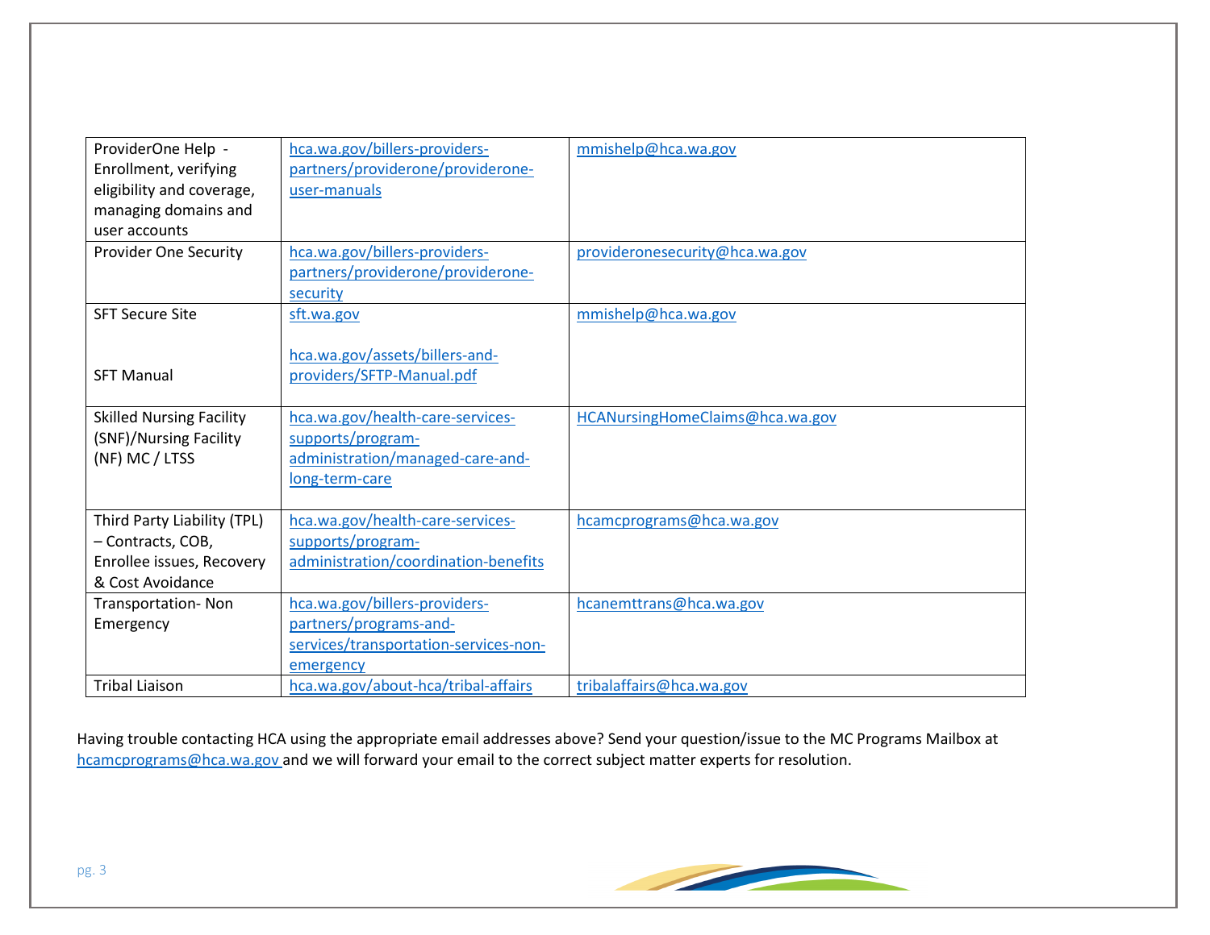| | | |
|---|---|---|
| ProviderOne Help - Enrollment, verifying eligibility and coverage, managing domains and user accounts | hca.wa.gov/billers-providers-partners/providerone/providerone-user-manuals | mmishelp@hca.wa.gov |
| Provider One Security | hca.wa.gov/billers-providers-partners/providerone/providerone-security | provideronesecurity@hca.wa.gov |
| SFT Secure Site<br><br>SFT Manual | sft.wa.gov<br><br>hca.wa.gov/assets/billers-and-providers/SFTP-Manual.pdf | mmishelp@hca.wa.gov |
| Skilled Nursing Facility (SNF)/Nursing Facility (NF) MC / LTSS | hca.wa.gov/health-care-services-supports/program-administration/managed-care-and-long-term-care | HCANursingHomeClaims@hca.wa.gov |
| Third Party Liability (TPL) – Contracts, COB, Enrollee issues, Recovery & Cost Avoidance | hca.wa.gov/health-care-services-supports/program-administration/coordination-benefits | hcamcprograms@hca.wa.gov |
| Transportation- Non Emergency | hca.wa.gov/billers-providers-partners/programs-and-services/transportation-services-non-emergency | hcanemttrans@hca.wa.gov |
| Tribal Liaison | hca.wa.gov/about-hca/tribal-affairs | tribalaffairs@hca.wa.gov |

Having trouble contacting HCA using the appropriate email addresses above? Send your question/issue to the MC Programs Mailbox at hcamcprograms@hca.wa.gov and we will forward your email to the correct subject matter experts for resolution.